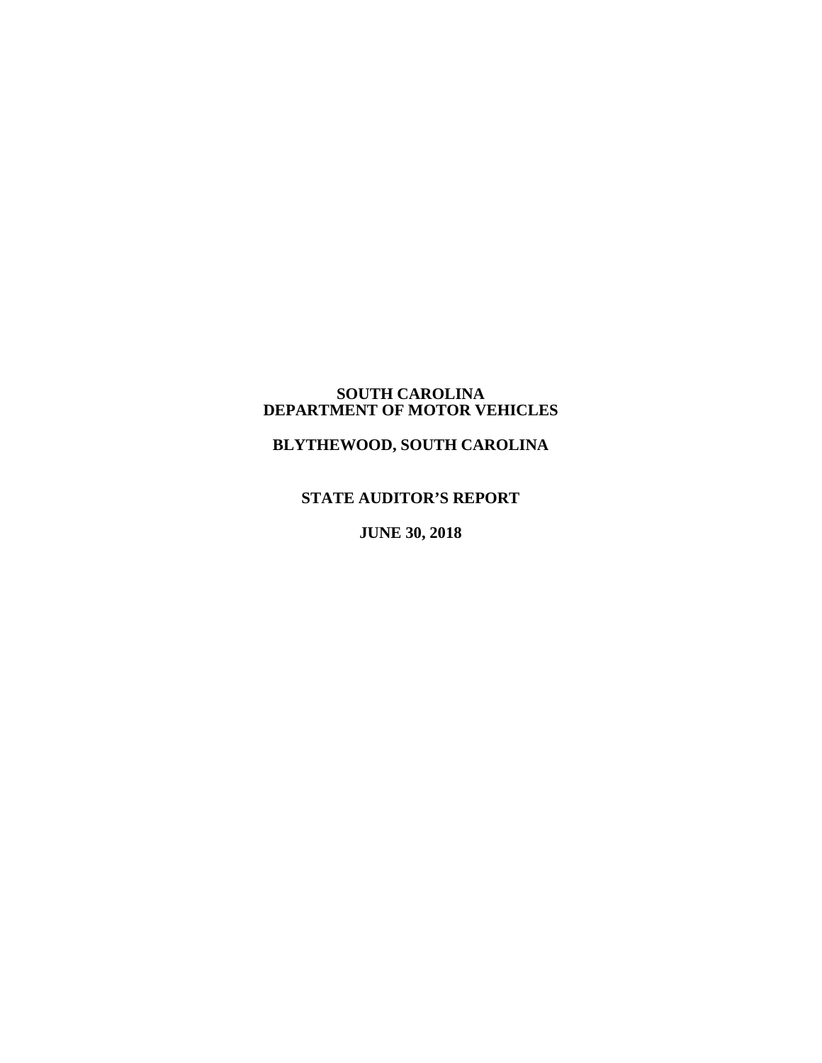# SOUTH CAROLINA
# DEPARTMENT OF MOTOR VEHICLES

## BLYTHEWOOD, SOUTH CAROLINA

## STATE AUDITOR'S REPORT

## JUNE 30, 2018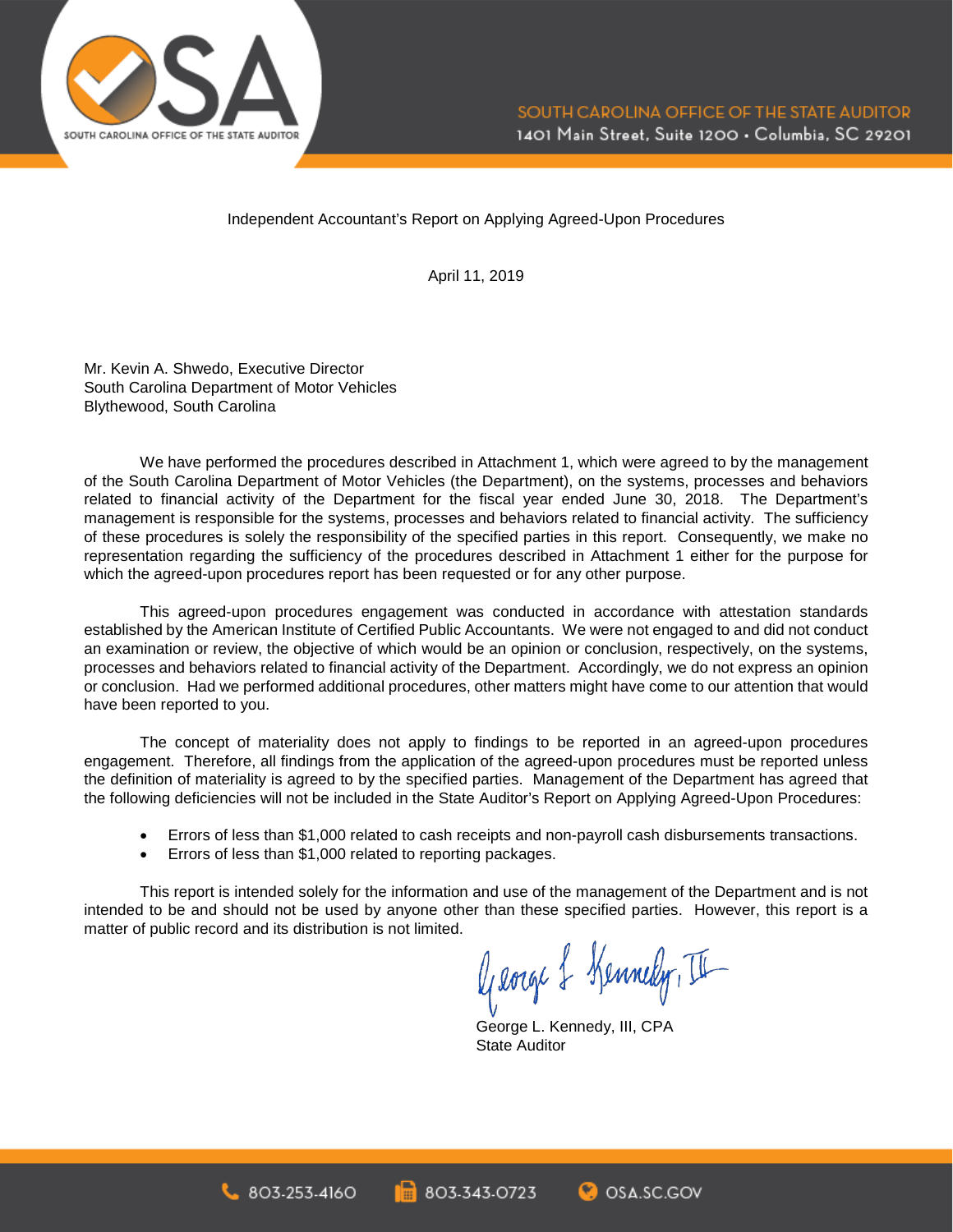Independent Accountant's Report on Applying Agreed-Upon Procedures

April 11, 2019

Mr. Kevin A. Shwedo, Executive Director
South Carolina Department of Motor Vehicles
Blythewood, South Carolina

We have performed the procedures described in Attachment 1, which were agreed to by the management of the South Carolina Department of Motor Vehicles (the Department), on the systems, processes and behaviors related to financial activity of the Department for the fiscal year ended June 30, 2018. The Department's management is responsible for the systems, processes and behaviors related to financial activity. The sufficiency of these procedures is solely the responsibility of the specified parties in this report. Consequently, we make no representation regarding the sufficiency of the procedures described in Attachment 1 either for the purpose for which the agreed-upon procedures report has been requested or for any other purpose.

This agreed-upon procedures engagement was conducted in accordance with attestation standards established by the American Institute of Certified Public Accountants. We were not engaged to and did not conduct an examination or review, the objective of which would be an opinion or conclusion, respectively, on the systems, processes and behaviors related to financial activity of the Department. Accordingly, we do not express an opinion or conclusion. Had we performed additional procedures, other matters might have come to our attention that would have been reported to you.

The concept of materiality does not apply to findings to be reported in an agreed-upon procedures engagement. Therefore, all findings from the application of the agreed-upon procedures must be reported unless the definition of materiality is agreed to by the specified parties. Management of the Department has agreed that the following deficiencies will not be included in the State Auditor's Report on Applying Agreed-Upon Procedures:

- Errors of less than $1,000 related to cash receipts and non-payroll cash disbursements transactions.
- Errors of less than $1,000 related to reporting packages.

This report is intended solely for the information and use of the management of the Department and is not intended to be and should not be used by anyone other than these specified parties. However, this report is a matter of public record and its distribution is not limited.

George L. Kennedy, III, CPA
State Auditor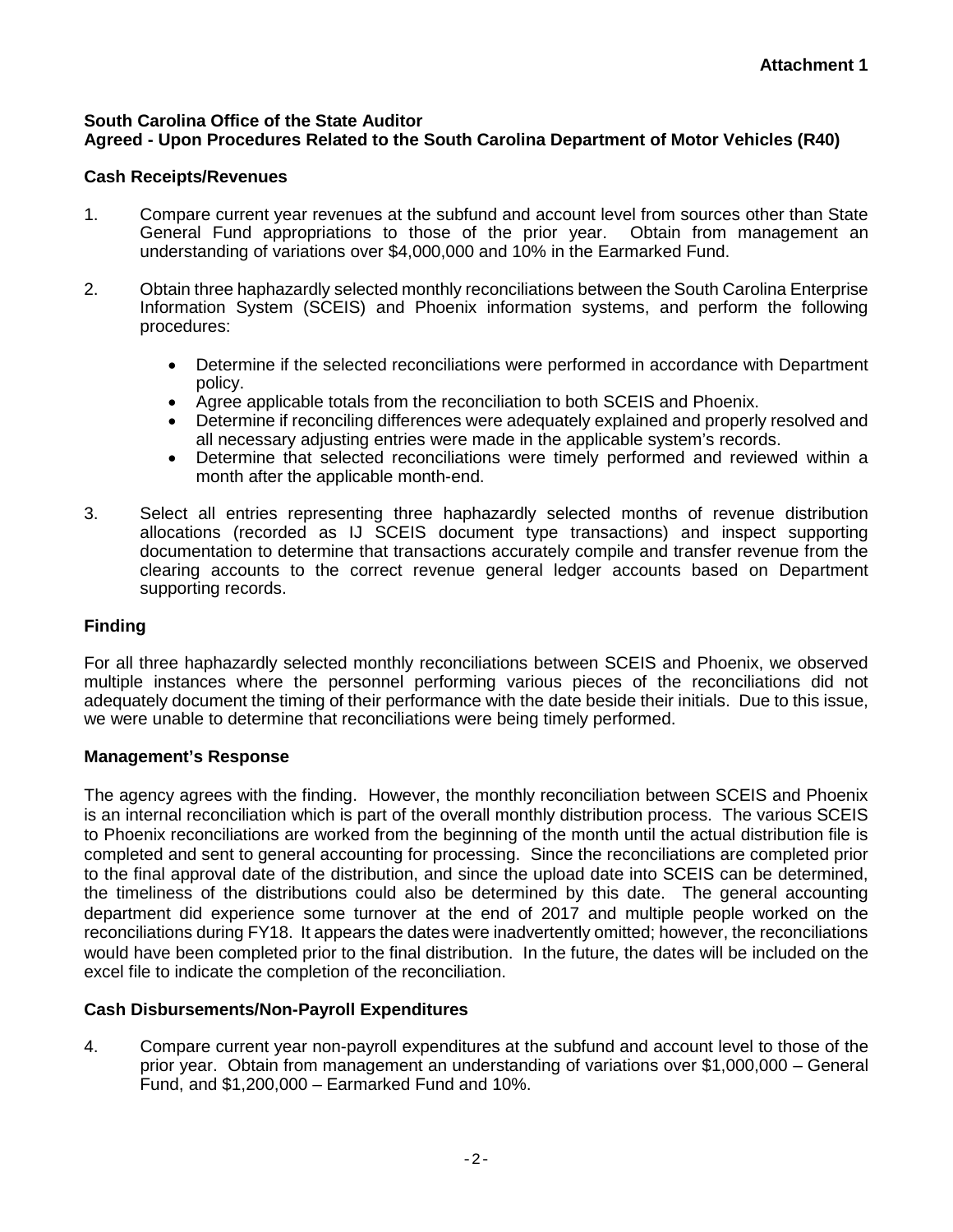**Attachment 1**

**South Carolina Office of the State Auditor**
**Agreed - Upon Procedures Related to the South Carolina Department of Motor Vehicles (R40)**

### Cash Receipts/Revenues

1. Compare current year revenues at the subfund and account level from sources other than State General Fund appropriations to those of the prior year. Obtain from management an understanding of variations over $4,000,000 and 10% in the Earmarked Fund.

2. Obtain three haphazardly selected monthly reconciliations between the South Carolina Enterprise Information System (SCEIS) and Phoenix information systems, and perform the following procedures:

   - Determine if the selected reconciliations were performed in accordance with Department policy.
   - Agree applicable totals from the reconciliation to both SCEIS and Phoenix.
   - Determine if reconciling differences were adequately explained and properly resolved and all necessary adjusting entries were made in the applicable system's records.
   - Determine that selected reconciliations were timely performed and reviewed within a month after the applicable month-end.

3. Select all entries representing three haphazardly selected months of revenue distribution allocations (recorded as IJ SCEIS document type transactions) and inspect supporting documentation to determine that transactions accurately compile and transfer revenue from the clearing accounts to the correct revenue general ledger accounts based on Department supporting records.

### Finding

For all three haphazardly selected monthly reconciliations between SCEIS and Phoenix, we observed multiple instances where the personnel performing various pieces of the reconciliations did not adequately document the timing of their performance with the date beside their initials. Due to this issue, we were unable to determine that reconciliations were being timely performed.

### Management's Response

The agency agrees with the finding. However, the monthly reconciliation between SCEIS and Phoenix is an internal reconciliation which is part of the overall monthly distribution process. The various SCEIS to Phoenix reconciliations are worked from the beginning of the month until the actual distribution file is completed and sent to general accounting for processing. Since the reconciliations are completed prior to the final approval date of the distribution, and since the upload date into SCEIS can be determined, the timeliness of the distributions could also be determined by this date. The general accounting department did experience some turnover at the end of 2017 and multiple people worked on the reconciliations during FY18. It appears the dates were inadvertently omitted; however, the reconciliations would have been completed prior to the final distribution. In the future, the dates will be included on the excel file to indicate the completion of the reconciliation.

### Cash Disbursements/Non-Payroll Expenditures

4. Compare current year non-payroll expenditures at the subfund and account level to those of the prior year. Obtain from management an understanding of variations over $1,000,000 – General Fund, and $1,200,000 – Earmarked Fund and 10%.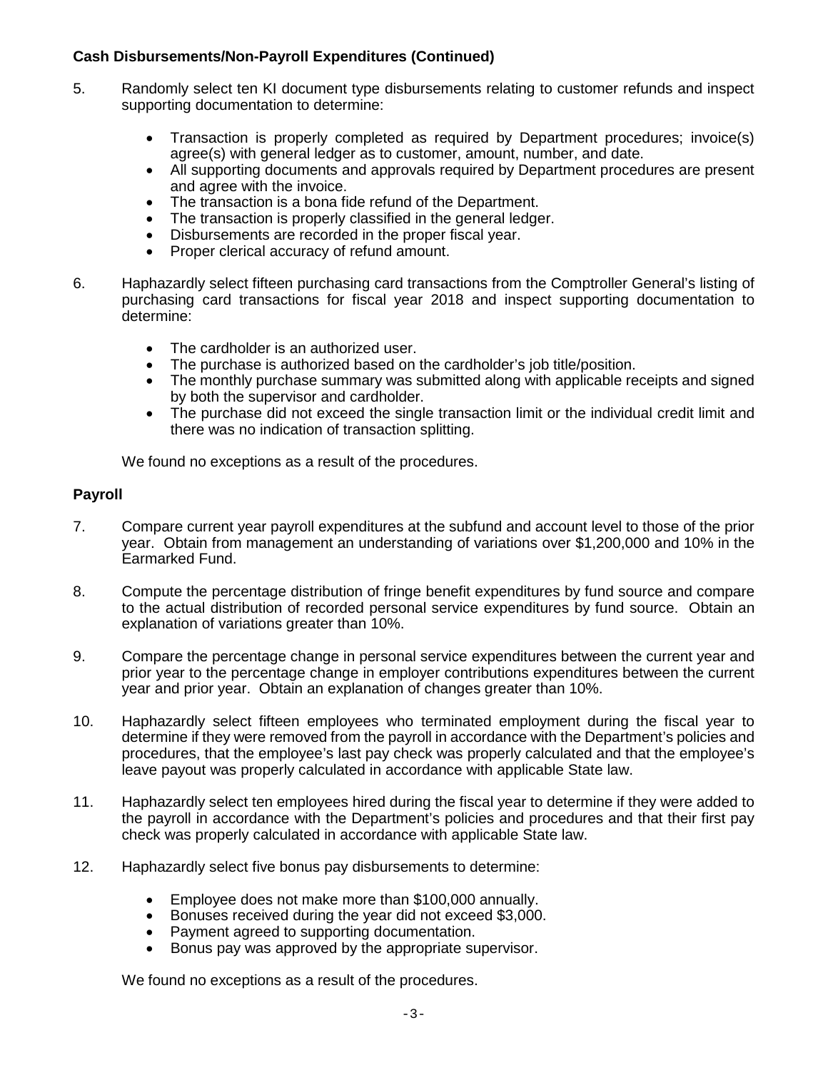**Cash Disbursements/Non-Payroll Expenditures (Continued)**

5. Randomly select ten KI document type disbursements relating to customer refunds and inspect supporting documentation to determine:

   - Transaction is properly completed as required by Department procedures; invoice(s) agree(s) with general ledger as to customer, amount, number, and date.
   - All supporting documents and approvals required by Department procedures are present and agree with the invoice.
   - The transaction is a bona fide refund of the Department.
   - The transaction is properly classified in the general ledger.
   - Disbursements are recorded in the proper fiscal year.
   - Proper clerical accuracy of refund amount.

6. Haphazardly select fifteen purchasing card transactions from the Comptroller General's listing of purchasing card transactions for fiscal year 2018 and inspect supporting documentation to determine:

   - The cardholder is an authorized user.
   - The purchase is authorized based on the cardholder's job title/position.
   - The monthly purchase summary was submitted along with applicable receipts and signed by both the supervisor and cardholder.
   - The purchase did not exceed the single transaction limit or the individual credit limit and there was no indication of transaction splitting.

   We found no exceptions as a result of the procedures.

**Payroll**

7. Compare current year payroll expenditures at the subfund and account level to those of the prior year. Obtain from management an understanding of variations over $1,200,000 and 10% in the Earmarked Fund.

8. Compute the percentage distribution of fringe benefit expenditures by fund source and compare to the actual distribution of recorded personal service expenditures by fund source. Obtain an explanation of variations greater than 10%.

9. Compare the percentage change in personal service expenditures between the current year and prior year to the percentage change in employer contributions expenditures between the current year and prior year. Obtain an explanation of changes greater than 10%.

10. Haphazardly select fifteen employees who terminated employment during the fiscal year to determine if they were removed from the payroll in accordance with the Department's policies and procedures, that the employee's last pay check was properly calculated and that the employee's leave payout was properly calculated in accordance with applicable State law.

11. Haphazardly select ten employees hired during the fiscal year to determine if they were added to the payroll in accordance with the Department's policies and procedures and that their first pay check was properly calculated in accordance with applicable State law.

12. Haphazardly select five bonus pay disbursements to determine:

    - Employee does not make more than $100,000 annually.
    - Bonuses received during the year did not exceed $3,000.
    - Payment agreed to supporting documentation.
    - Bonus pay was approved by the appropriate supervisor.

    We found no exceptions as a result of the procedures.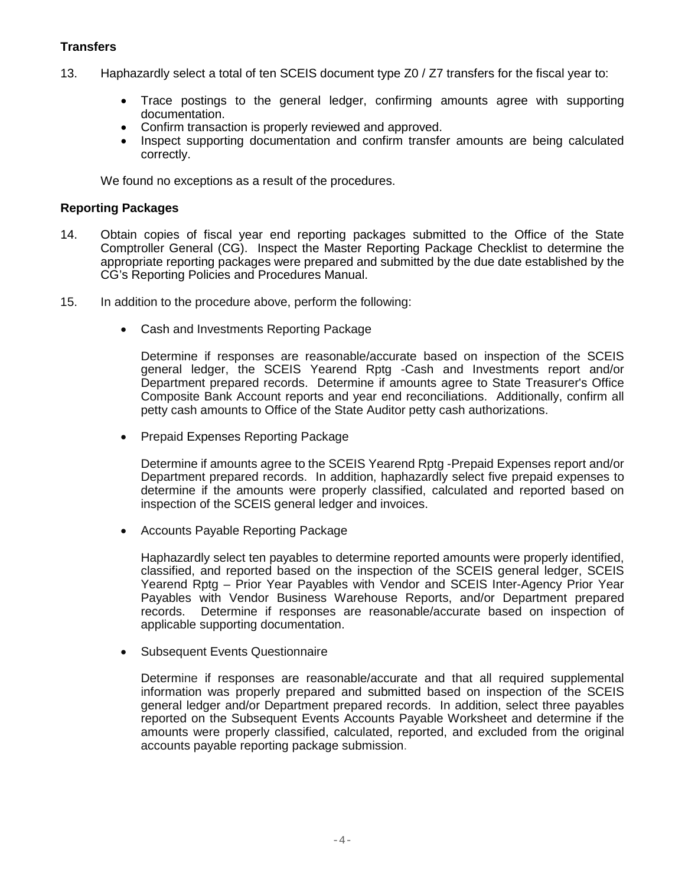**Transfers**

13. Haphazardly select a total of ten SCEIS document type Z0 / Z7 transfers for the fiscal year to:

    - Trace postings to the general ledger, confirming amounts agree with supporting documentation.
    - Confirm transaction is properly reviewed and approved.
    - Inspect supporting documentation and confirm transfer amounts are being calculated correctly.

    We found no exceptions as a result of the procedures.

**Reporting Packages**

14. Obtain copies of fiscal year end reporting packages submitted to the Office of the State Comptroller General (CG). Inspect the Master Reporting Package Checklist to determine the appropriate reporting packages were prepared and submitted by the due date established by the CG's Reporting Policies and Procedures Manual.

15. In addition to the procedure above, perform the following:

    - Cash and Investments Reporting Package

      Determine if responses are reasonable/accurate based on inspection of the SCEIS general ledger, the SCEIS Yearend Rptg -Cash and Investments report and/or Department prepared records. Determine if amounts agree to State Treasurer's Office Composite Bank Account reports and year end reconciliations. Additionally, confirm all petty cash amounts to Office of the State Auditor petty cash authorizations.

    - Prepaid Expenses Reporting Package

      Determine if amounts agree to the SCEIS Yearend Rptg -Prepaid Expenses report and/or Department prepared records. In addition, haphazardly select five prepaid expenses to determine if the amounts were properly classified, calculated and reported based on inspection of the SCEIS general ledger and invoices.

    - Accounts Payable Reporting Package

      Haphazardly select ten payables to determine reported amounts were properly identified, classified, and reported based on the inspection of the SCEIS general ledger, SCEIS Yearend Rptg – Prior Year Payables with Vendor and SCEIS Inter-Agency Prior Year Payables with Vendor Business Warehouse Reports, and/or Department prepared records. Determine if responses are reasonable/accurate based on inspection of applicable supporting documentation.

    - Subsequent Events Questionnaire

      Determine if responses are reasonable/accurate and that all required supplemental information was properly prepared and submitted based on inspection of the SCEIS general ledger and/or Department prepared records. In addition, select three payables reported on the Subsequent Events Accounts Payable Worksheet and determine if the amounts were properly classified, calculated, reported, and excluded from the original accounts payable reporting package submission.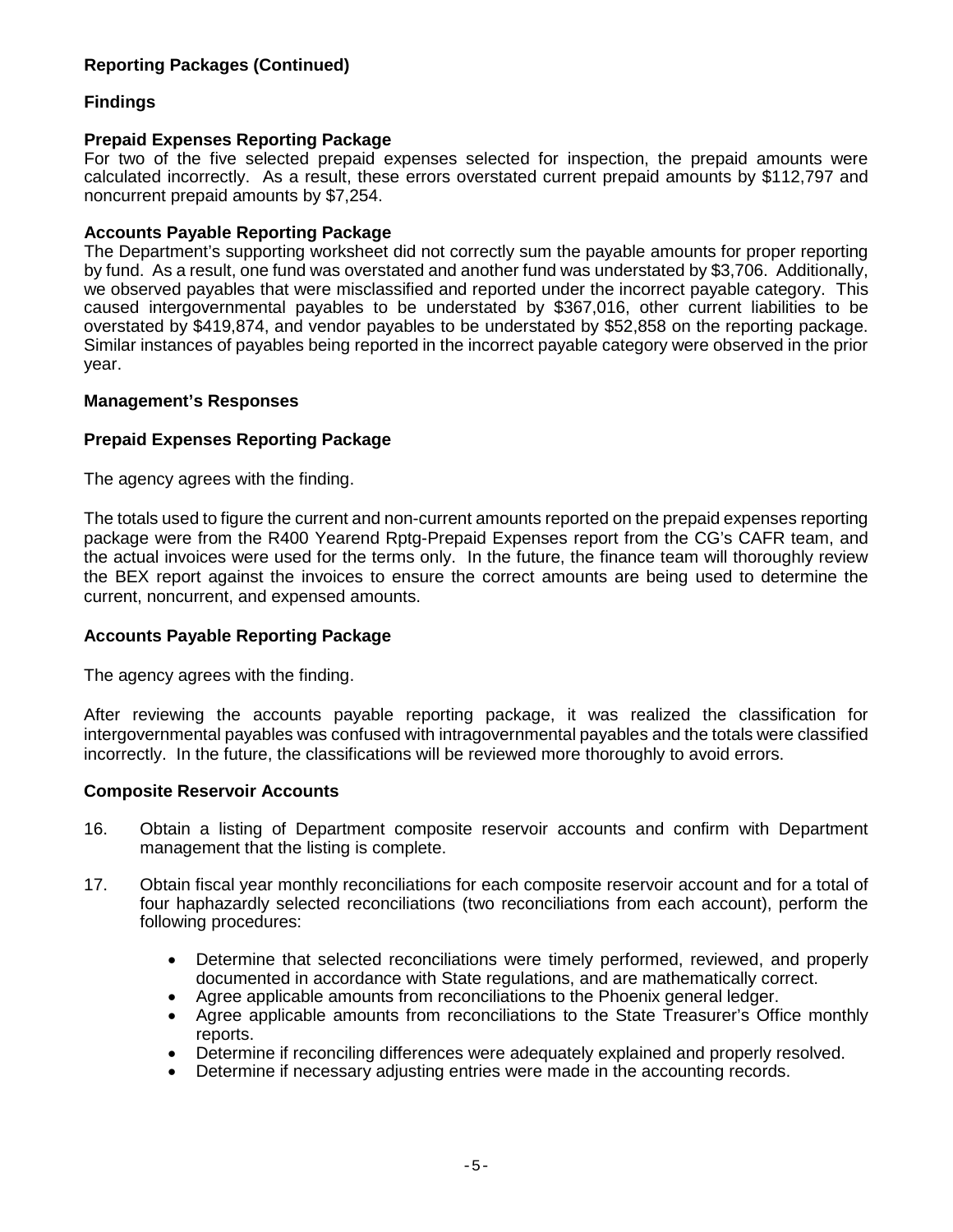**Reporting Packages (Continued)**

**Findings**

**Prepaid Expenses Reporting Package**

For two of the five selected prepaid expenses selected for inspection, the prepaid amounts were calculated incorrectly. As a result, these errors overstated current prepaid amounts by $112,797 and noncurrent prepaid amounts by $7,254.

**Accounts Payable Reporting Package**

The Department's supporting worksheet did not correctly sum the payable amounts for proper reporting by fund. As a result, one fund was overstated and another fund was understated by $3,706. Additionally, we observed payables that were misclassified and reported under the incorrect payable category. This caused intergovernmental payables to be understated by $367,016, other current liabilities to be overstated by $419,874, and vendor payables to be understated by $52,858 on the reporting package. Similar instances of payables being reported in the incorrect payable category were observed in the prior year.

**Management's Responses**

**Prepaid Expenses Reporting Package**

The agency agrees with the finding.

The totals used to figure the current and non-current amounts reported on the prepaid expenses reporting package were from the R400 Yearend Rptg-Prepaid Expenses report from the CG's CAFR team, and the actual invoices were used for the terms only. In the future, the finance team will thoroughly review the BEX report against the invoices to ensure the correct amounts are being used to determine the current, noncurrent, and expensed amounts.

**Accounts Payable Reporting Package**

The agency agrees with the finding.

After reviewing the accounts payable reporting package, it was realized the classification for intergovernmental payables was confused with intragovernmental payables and the totals were classified incorrectly. In the future, the classifications will be reviewed more thoroughly to avoid errors.

**Composite Reservoir Accounts**

16. Obtain a listing of Department composite reservoir accounts and confirm with Department management that the listing is complete.

17. Obtain fiscal year monthly reconciliations for each composite reservoir account and for a total of four haphazardly selected reconciliations (two reconciliations from each account), perform the following procedures:

    - Determine that selected reconciliations were timely performed, reviewed, and properly documented in accordance with State regulations, and are mathematically correct.
    - Agree applicable amounts from reconciliations to the Phoenix general ledger.
    - Agree applicable amounts from reconciliations to the State Treasurer's Office monthly reports.
    - Determine if reconciling differences were adequately explained and properly resolved.
    - Determine if necessary adjusting entries were made in the accounting records.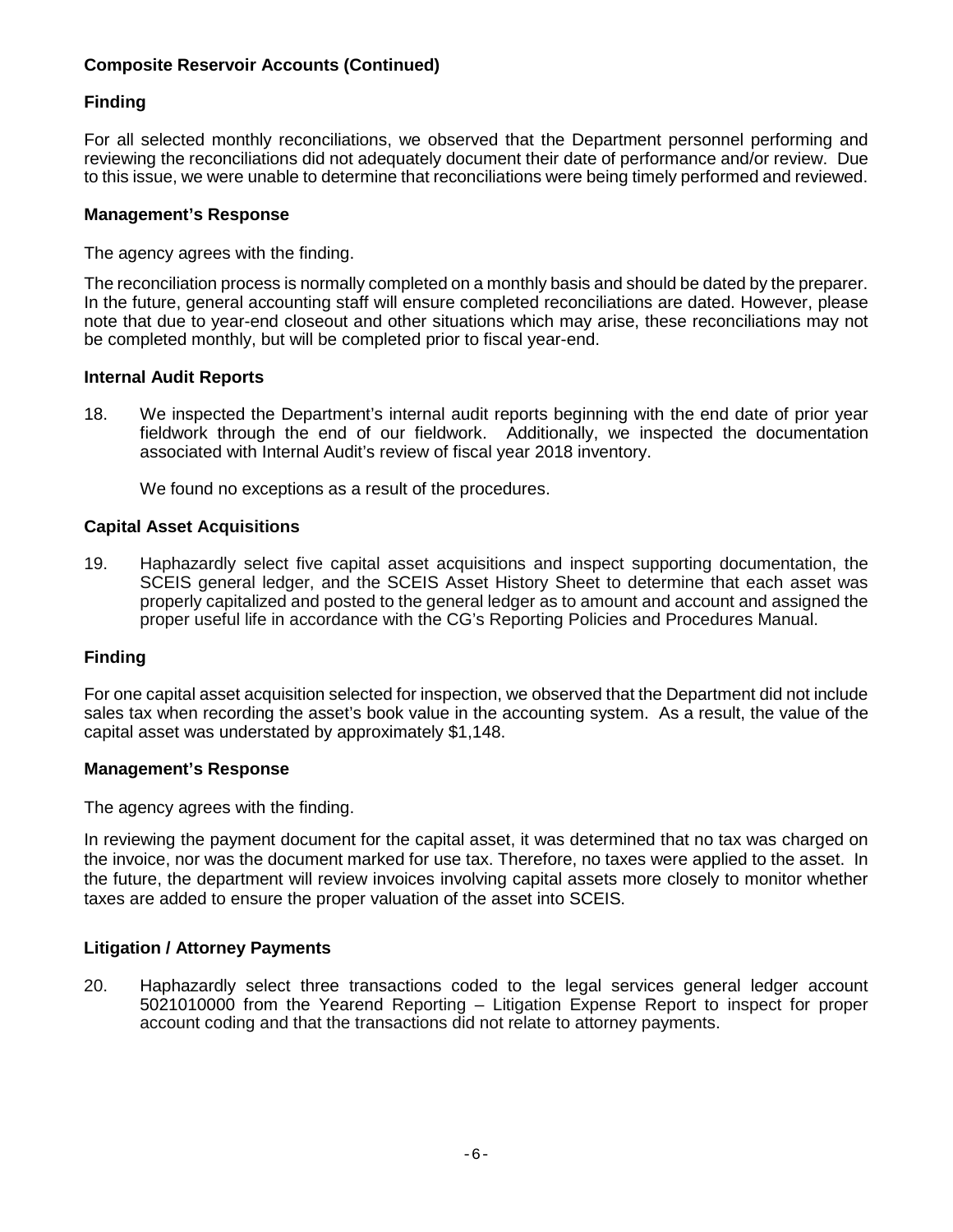### Composite Reservoir Accounts (Continued)

### Finding

For all selected monthly reconciliations, we observed that the Department personnel performing and reviewing the reconciliations did not adequately document their date of performance and/or review. Due to this issue, we were unable to determine that reconciliations were being timely performed and reviewed.

### Management's Response

The agency agrees with the finding.

The reconciliation process is normally completed on a monthly basis and should be dated by the preparer. In the future, general accounting staff will ensure completed reconciliations are dated. However, please note that due to year-end closeout and other situations which may arise, these reconciliations may not be completed monthly, but will be completed prior to fiscal year-end.

### Internal Audit Reports

18. We inspected the Department's internal audit reports beginning with the end date of prior year fieldwork through the end of our fieldwork. Additionally, we inspected the documentation associated with Internal Audit's review of fiscal year 2018 inventory.

    We found no exceptions as a result of the procedures.

### Capital Asset Acquisitions

19. Haphazardly select five capital asset acquisitions and inspect supporting documentation, the SCEIS general ledger, and the SCEIS Asset History Sheet to determine that each asset was properly capitalized and posted to the general ledger as to amount and account and assigned the proper useful life in accordance with the CG's Reporting Policies and Procedures Manual.

### Finding

For one capital asset acquisition selected for inspection, we observed that the Department did not include sales tax when recording the asset's book value in the accounting system. As a result, the value of the capital asset was understated by approximately $1,148.

### Management's Response

The agency agrees with the finding.

In reviewing the payment document for the capital asset, it was determined that no tax was charged on the invoice, nor was the document marked for use tax. Therefore, no taxes were applied to the asset. In the future, the department will review invoices involving capital assets more closely to monitor whether taxes are added to ensure the proper valuation of the asset into SCEIS.

### Litigation / Attorney Payments

20. Haphazardly select three transactions coded to the legal services general ledger account 5021010000 from the Yearend Reporting – Litigation Expense Report to inspect for proper account coding and that the transactions did not relate to attorney payments.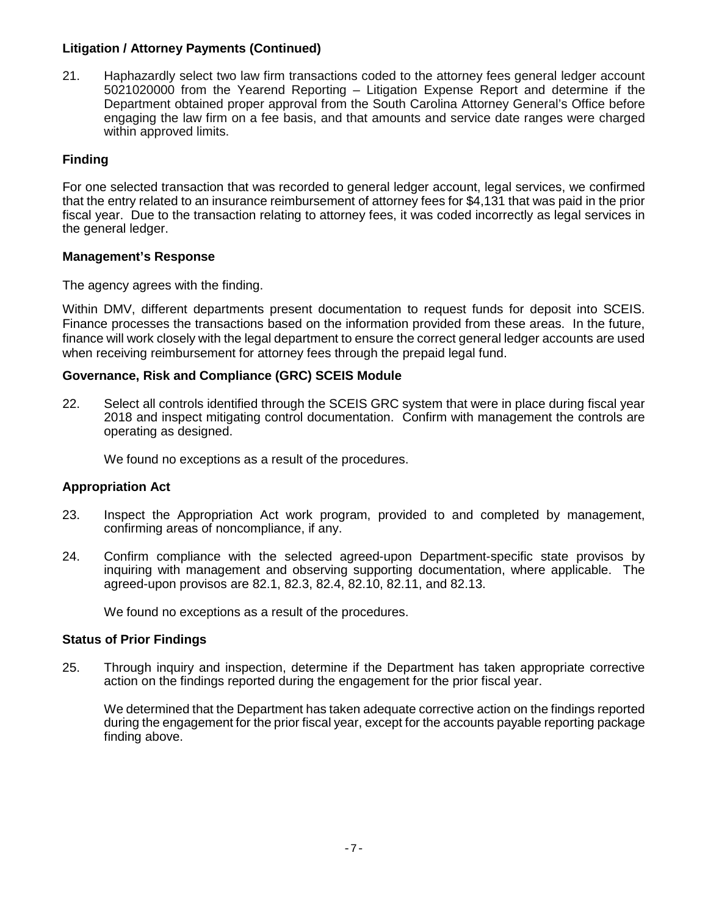**Litigation / Attorney Payments (Continued)**

21. Haphazardly select two law firm transactions coded to the attorney fees general ledger account 5021020000 from the Yearend Reporting – Litigation Expense Report and determine if the Department obtained proper approval from the South Carolina Attorney General's Office before engaging the law firm on a fee basis, and that amounts and service date ranges were charged within approved limits.

**Finding**

For one selected transaction that was recorded to general ledger account, legal services, we confirmed that the entry related to an insurance reimbursement of attorney fees for $4,131 that was paid in the prior fiscal year. Due to the transaction relating to attorney fees, it was coded incorrectly as legal services in the general ledger.

**Management's Response**

The agency agrees with the finding.

Within DMV, different departments present documentation to request funds for deposit into SCEIS. Finance processes the transactions based on the information provided from these areas. In the future, finance will work closely with the legal department to ensure the correct general ledger accounts are used when receiving reimbursement for attorney fees through the prepaid legal fund.

**Governance, Risk and Compliance (GRC) SCEIS Module**

22. Select all controls identified through the SCEIS GRC system that were in place during fiscal year 2018 and inspect mitigating control documentation. Confirm with management the controls are operating as designed.

    We found no exceptions as a result of the procedures.

**Appropriation Act**

23. Inspect the Appropriation Act work program, provided to and completed by management, confirming areas of noncompliance, if any.

24. Confirm compliance with the selected agreed-upon Department-specific state provisos by inquiring with management and observing supporting documentation, where applicable. The agreed-upon provisos are 82.1, 82.3, 82.4, 82.10, 82.11, and 82.13.

    We found no exceptions as a result of the procedures.

**Status of Prior Findings**

25. Through inquiry and inspection, determine if the Department has taken appropriate corrective action on the findings reported during the engagement for the prior fiscal year.

    We determined that the Department has taken adequate corrective action on the findings reported during the engagement for the prior fiscal year, except for the accounts payable reporting package finding above.